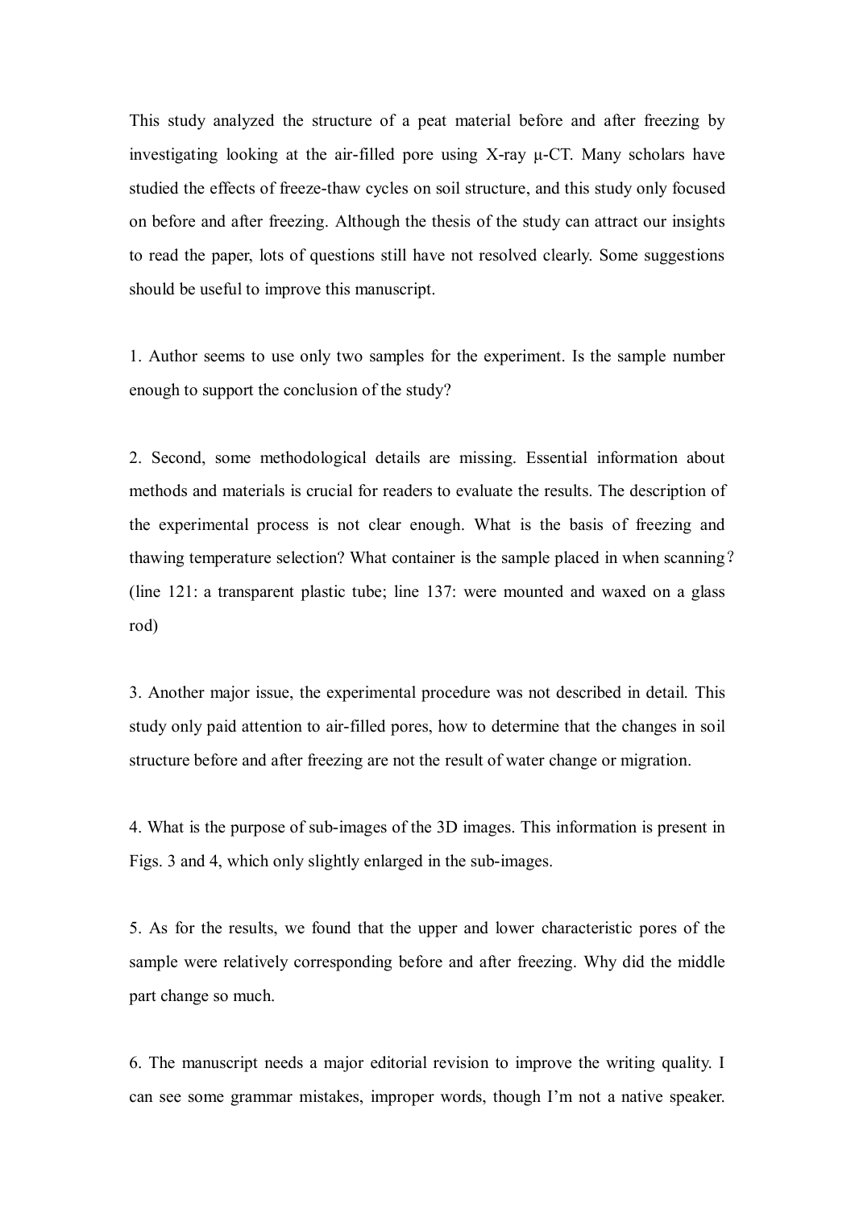This study analyzed the structure of a peat material before and after freezing by investigating looking at the air-filled pore using X-ray μ-CT. Many scholars have studied the effects of freeze-thaw cycles on soil structure, and this study only focused on before and after freezing. Although the thesis of the study can attract our insights to read the paper, lots of questions still have not resolved clearly. Some suggestions should be useful to improve this manuscript.

1. Author seems to use only two samples for the experiment. Is the sample number enough to support the conclusion of the study?

2. Second, some methodological details are missing. Essential information about methods and materials is crucial for readers to evaluate the results. The description of the experimental process is not clear enough. What is the basis of freezing and thawing temperature selection? What container is the sample placed in when scanning? (line 121: a transparent plastic tube; line 137: were mounted and waxed on a glass rod)

3. Another major issue, the experimental procedure was not described in detail. This study only paid attention to air-filled pores, how to determine that the changes in soil structure before and after freezing are not the result of water change or migration.

4. What is the purpose of sub-images of the 3D images. This information is present in Figs. 3 and 4, which only slightly enlarged in the sub-images.

5. As for the results, we found that the upper and lower characteristic pores of the sample were relatively corresponding before and after freezing. Why did the middle part change so much.

6. The manuscript needs a major editorial revision to improve the writing quality. I can see some grammar mistakes, improper words, though I'm not a native speaker.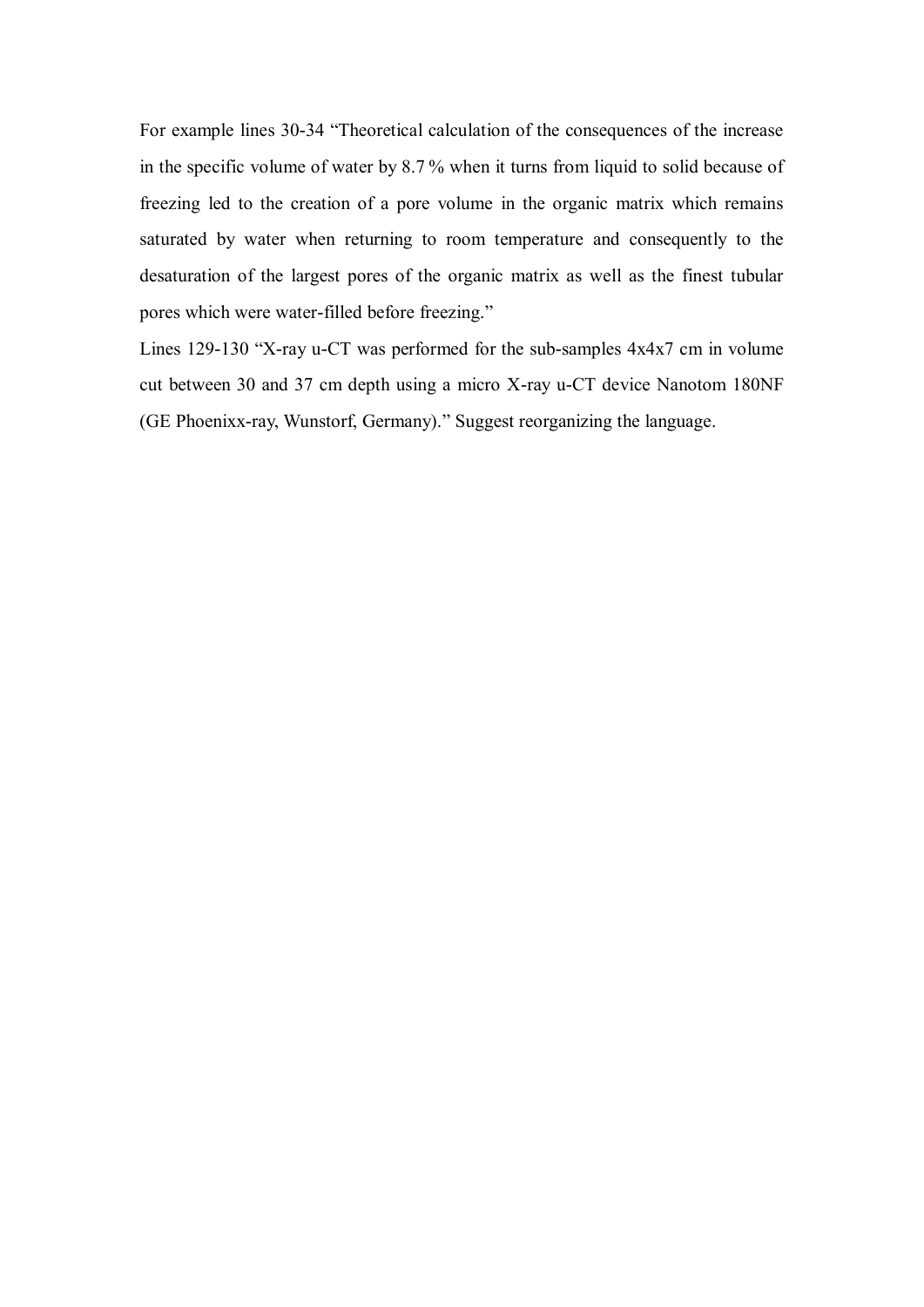For example lines 30-34 “Theoretical calculation of the consequences of the increase in the specific volume of water by 8.7 % when it turns from liquid to solid because of freezing led to the creation of a pore volume in the organic matrix which remains saturated by water when returning to room temperature and consequently to the desaturation of the largest pores of the organic matrix as well as the finest tubular pores which were water-filled before freezing.”

Lines 129-130 “X-ray u-CT was performed for the sub-samples 4x4x7 cm in volume cut between 30 and 37 cm depth using a micro X-ray u-CT device Nanotom 180NF (GE Phoenixx-ray, Wunstorf, Germany).” Suggest reorganizing the language.